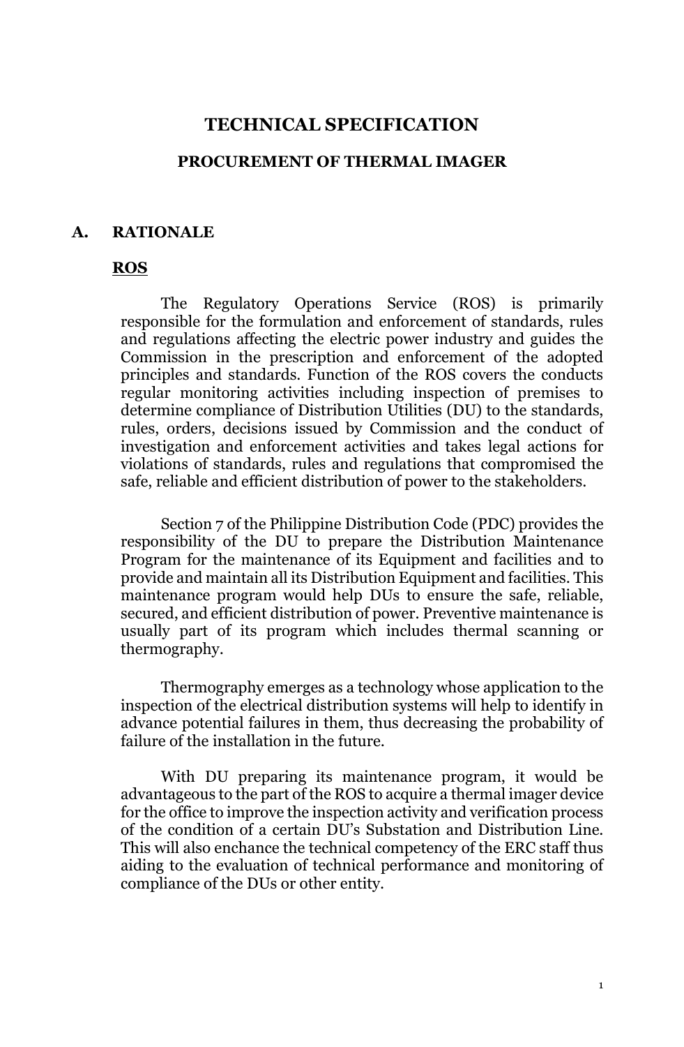# TECHNICAL SPECIFICATION

## PROCUREMENT OF THERMAL IMAGER

## A. RATIONALE

### **ROS**

The Regulatory Operations Service (ROS) is primarily responsible for the formulation and enforcement of standards, rules and regulations affecting the electric power industry and guides the Commission in the prescription and enforcement of the adopted principles and standards. Function of the ROS covers the conducts regular monitoring activities including inspection of premises to determine compliance of Distribution Utilities (DU) to the standards, rules, orders, decisions issued by Commission and the conduct of investigation and enforcement activities and takes legal actions for violations of standards, rules and regulations that compromised the safe, reliable and efficient distribution of power to the stakeholders.

Section 7 of the Philippine Distribution Code (PDC) provides the responsibility of the DU to prepare the Distribution Maintenance Program for the maintenance of its Equipment and facilities and to provide and maintain all its Distribution Equipment and facilities. This maintenance program would help DUs to ensure the safe, reliable, secured, and efficient distribution of power. Preventive maintenance is usually part of its program which includes thermal scanning or thermography.

Thermography emerges as a technology whose application to the inspection of the electrical distribution systems will help to identify in advance potential failures in them, thus decreasing the probability of failure of the installation in the future.

With DU preparing its maintenance program, it would be advantageous to the part of the ROS to acquire a thermal imager device for the office to improve the inspection activity and verification process of the condition of a certain DU's Substation and Distribution Line. This will also enchance the technical competency of the ERC staff thus aiding to the evaluation of technical performance and monitoring of compliance of the DUs or other entity.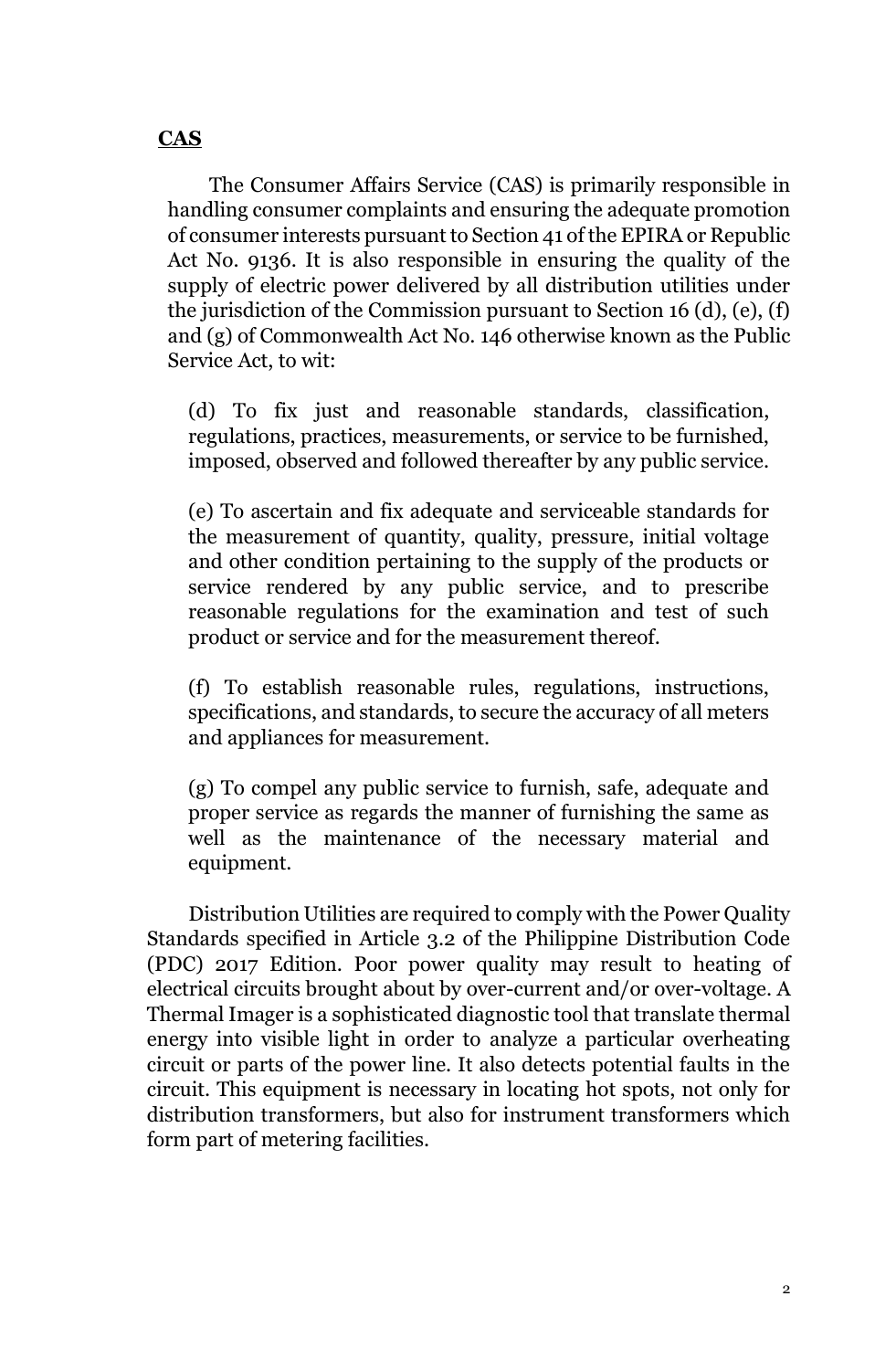**CAS**

The Consumer Affairs Service (CAS) is primarily responsible in handling consumer complaints and ensuring the adequate promotion of consumer interests pursuant to Section 41 of the EPIRA or Republic Act No. 9136. It is also responsible in ensuring the quality of the supply of electric power delivered by all distribution utilities under the jurisdiction of the Commission pursuant to Section 16 (d), (e), (f) and (g) of Commonwealth Act No. 146 otherwise known as the Public Service Act, to wit:

> (d) To fix just and reasonable standards, classification, regulations, practices, measurements, or service to be furnished, imposed, observed and followed thereafter by any public service.
>
> (e) To ascertain and fix adequate and serviceable standards for the measurement of quantity, quality, pressure, initial voltage and other condition pertaining to the supply of the products or service rendered by any public service, and to prescribe reasonable regulations for the examination and test of such product or service and for the measurement thereof.
>
> (f) To establish reasonable rules, regulations, instructions, specifications, and standards, to secure the accuracy of all meters and appliances for measurement.
>
> (g) To compel any public service to furnish, safe, adequate and proper service as regards the manner of furnishing the same as well as the maintenance of the necessary material and equipment.

Distribution Utilities are required to comply with the Power Quality Standards specified in Article 3.2 of the Philippine Distribution Code (PDC) 2017 Edition. Poor power quality may result to heating of electrical circuits brought about by over-current and/or over-voltage. A Thermal Imager is a sophisticated diagnostic tool that translate thermal energy into visible light in order to analyze a particular overheating circuit or parts of the power line. It also detects potential faults in the circuit. This equipment is necessary in locating hot spots, not only for distribution transformers, but also for instrument transformers which form part of metering facilities.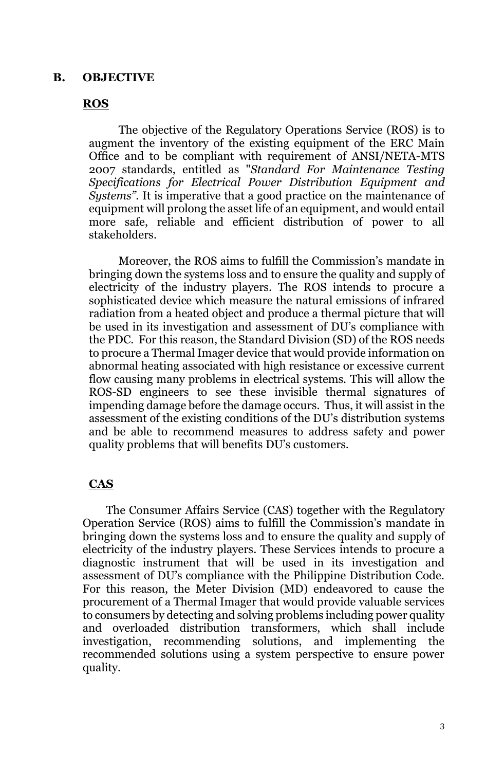## B. OBJECTIVE

### ROS

The objective of the Regulatory Operations Service (ROS) is to augment the inventory of the existing equipment of the ERC Main Office and to be compliant with requirement of ANSI/NETA-MTS 2007 standards, entitled as "*Standard For Maintenance Testing Specifications for Electrical Power Distribution Equipment and Systems"*. It is imperative that a good practice on the maintenance of equipment will prolong the asset life of an equipment, and would entail more safe, reliable and efficient distribution of power to all stakeholders.

Moreover, the ROS aims to fulfill the Commission's mandate in bringing down the systems loss and to ensure the quality and supply of electricity of the industry players. The ROS intends to procure a sophisticated device which measure the natural emissions of infrared radiation from a heated object and produce a thermal picture that will be used in its investigation and assessment of DU's compliance with the PDC. For this reason, the Standard Division (SD) of the ROS needs to procure a Thermal Imager device that would provide information on abnormal heating associated with high resistance or excessive current flow causing many problems in electrical systems. This will allow the ROS-SD engineers to see these invisible thermal signatures of impending damage before the damage occurs. Thus, it will assist in the assessment of the existing conditions of the DU's distribution systems and be able to recommend measures to address safety and power quality problems that will benefits DU's customers.

### CAS

The Consumer Affairs Service (CAS) together with the Regulatory Operation Service (ROS) aims to fulfill the Commission's mandate in bringing down the systems loss and to ensure the quality and supply of electricity of the industry players. These Services intends to procure a diagnostic instrument that will be used in its investigation and assessment of DU's compliance with the Philippine Distribution Code. For this reason, the Meter Division (MD) endeavored to cause the procurement of a Thermal Imager that would provide valuable services to consumers by detecting and solving problems including power quality and overloaded distribution transformers, which shall include investigation, recommending solutions, and implementing the recommended solutions using a system perspective to ensure power quality.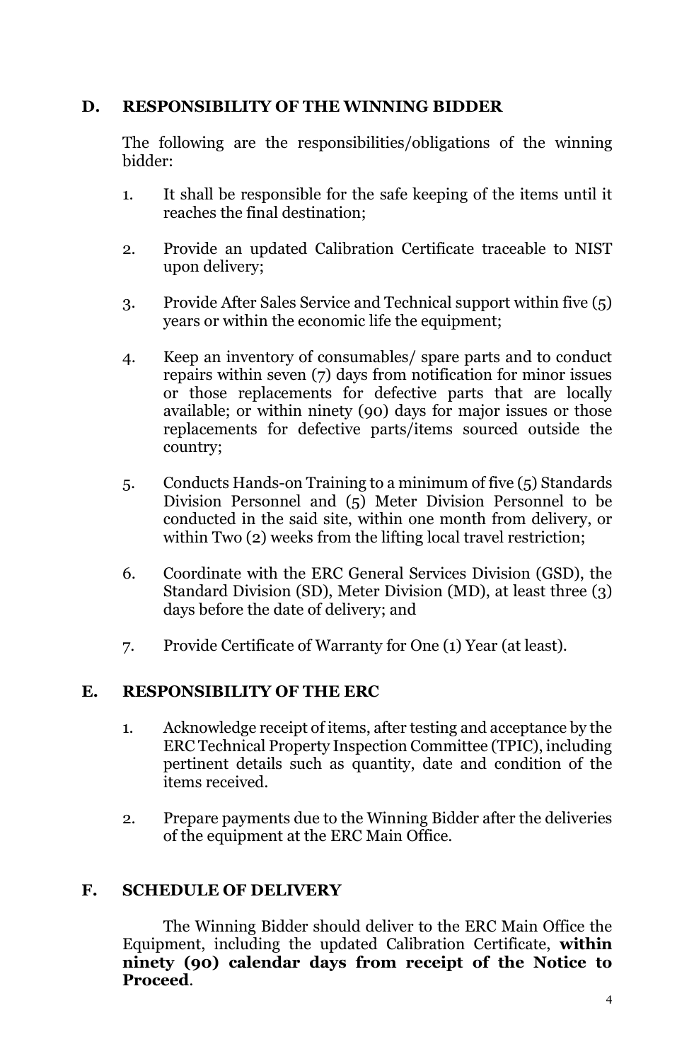## D. RESPONSIBILITY OF THE WINNING BIDDER

The following are the responsibilities/obligations of the winning bidder:

1. It shall be responsible for the safe keeping of the items until it reaches the final destination;

2. Provide an updated Calibration Certificate traceable to NIST upon delivery;

3. Provide After Sales Service and Technical support within five (5) years or within the economic life the equipment;

4. Keep an inventory of consumables/ spare parts and to conduct repairs within seven (7) days from notification for minor issues or those replacements for defective parts that are locally available; or within ninety (90) days for major issues or those replacements for defective parts/items sourced outside the country;

5. Conducts Hands-on Training to a minimum of five (5) Standards Division Personnel and (5) Meter Division Personnel to be conducted in the said site, within one month from delivery, or within Two (2) weeks from the lifting local travel restriction;

6. Coordinate with the ERC General Services Division (GSD), the Standard Division (SD), Meter Division (MD), at least three (3) days before the date of delivery; and

7. Provide Certificate of Warranty for One (1) Year (at least).

## E. RESPONSIBILITY OF THE ERC

1. Acknowledge receipt of items, after testing and acceptance by the ERC Technical Property Inspection Committee (TPIC), including pertinent details such as quantity, date and condition of the items received.

2. Prepare payments due to the Winning Bidder after the deliveries of the equipment at the ERC Main Office.

## F. SCHEDULE OF DELIVERY

The Winning Bidder should deliver to the ERC Main Office the Equipment, including the updated Calibration Certificate, **within ninety (90) calendar days from receipt of the Notice to Proceed**.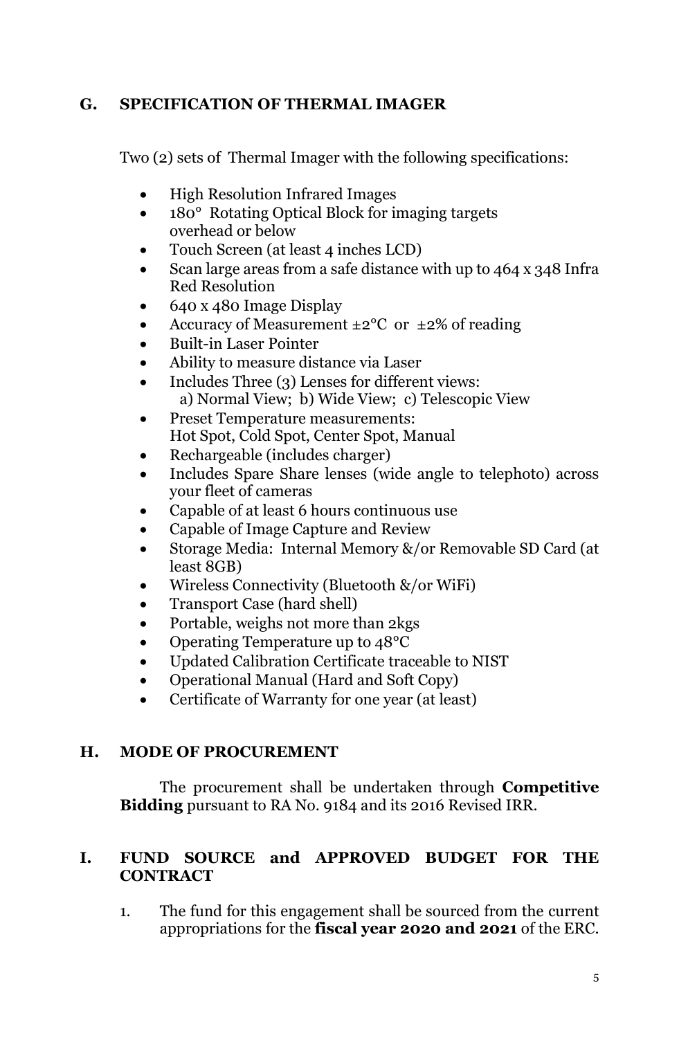## G. SPECIFICATION OF THERMAL IMAGER

Two (2) sets of Thermal Imager with the following specifications:

- High Resolution Infrared Images
- 180° Rotating Optical Block for imaging targets overhead or below
- Touch Screen (at least 4 inches LCD)
- Scan large areas from a safe distance with up to 464 x 348 Infra Red Resolution
- 640 x 480 Image Display
- Accuracy of Measurement ±2°C or ±2% of reading
- Built-in Laser Pointer
- Ability to measure distance via Laser
- Includes Three (3) Lenses for different views:
  a) Normal View; b) Wide View; c) Telescopic View
- Preset Temperature measurements:
  Hot Spot, Cold Spot, Center Spot, Manual
- Rechargeable (includes charger)
- Includes Spare Share lenses (wide angle to telephoto) across your fleet of cameras
- Capable of at least 6 hours continuous use
- Capable of Image Capture and Review
- Storage Media: Internal Memory &/or Removable SD Card (at least 8GB)
- Wireless Connectivity (Bluetooth &/or WiFi)
- Transport Case (hard shell)
- Portable, weighs not more than 2kgs
- Operating Temperature up to 48°C
- Updated Calibration Certificate traceable to NIST
- Operational Manual (Hard and Soft Copy)
- Certificate of Warranty for one year (at least)

## H. MODE OF PROCUREMENT

The procurement shall be undertaken through **Competitive Bidding** pursuant to RA No. 9184 and its 2016 Revised IRR.

## I. FUND SOURCE and APPROVED BUDGET FOR THE CONTRACT

1. The fund for this engagement shall be sourced from the current appropriations for the **fiscal year 2020 and 2021** of the ERC.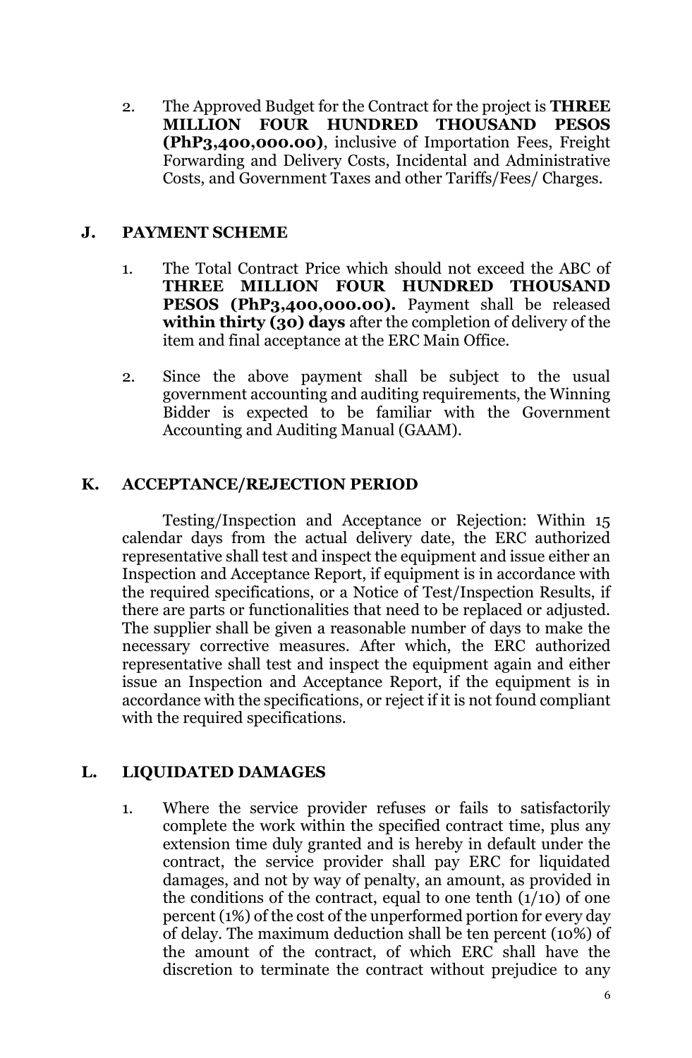2. The Approved Budget for the Contract for the project is **THREE MILLION FOUR HUNDRED THOUSAND PESOS (PhP3,400,000.00)**, inclusive of Importation Fees, Freight Forwarding and Delivery Costs, Incidental and Administrative Costs, and Government Taxes and other Tariffs/Fees/ Charges.

## J. PAYMENT SCHEME

1. The Total Contract Price which should not exceed the ABC of **THREE MILLION FOUR HUNDRED THOUSAND PESOS (PhP3,400,000.00).** Payment shall be released **within thirty (30) days** after the completion of delivery of the item and final acceptance at the ERC Main Office.

2. Since the above payment shall be subject to the usual government accounting and auditing requirements, the Winning Bidder is expected to be familiar with the Government Accounting and Auditing Manual (GAAM).

## K. ACCEPTANCE/REJECTION PERIOD

Testing/Inspection and Acceptance or Rejection: Within 15 calendar days from the actual delivery date, the ERC authorized representative shall test and inspect the equipment and issue either an Inspection and Acceptance Report, if equipment is in accordance with the required specifications, or a Notice of Test/Inspection Results, if there are parts or functionalities that need to be replaced or adjusted. The supplier shall be given a reasonable number of days to make the necessary corrective measures. After which, the ERC authorized representative shall test and inspect the equipment again and either issue an Inspection and Acceptance Report, if the equipment is in accordance with the specifications, or reject if it is not found compliant with the required specifications.

## L. LIQUIDATED DAMAGES

1. Where the service provider refuses or fails to satisfactorily complete the work within the specified contract time, plus any extension time duly granted and is hereby in default under the contract, the service provider shall pay ERC for liquidated damages, and not by way of penalty, an amount, as provided in the conditions of the contract, equal to one tenth (1/10) of one percent (1%) of the cost of the unperformed portion for every day of delay. The maximum deduction shall be ten percent (10%) of the amount of the contract, of which ERC shall have the discretion to terminate the contract without prejudice to any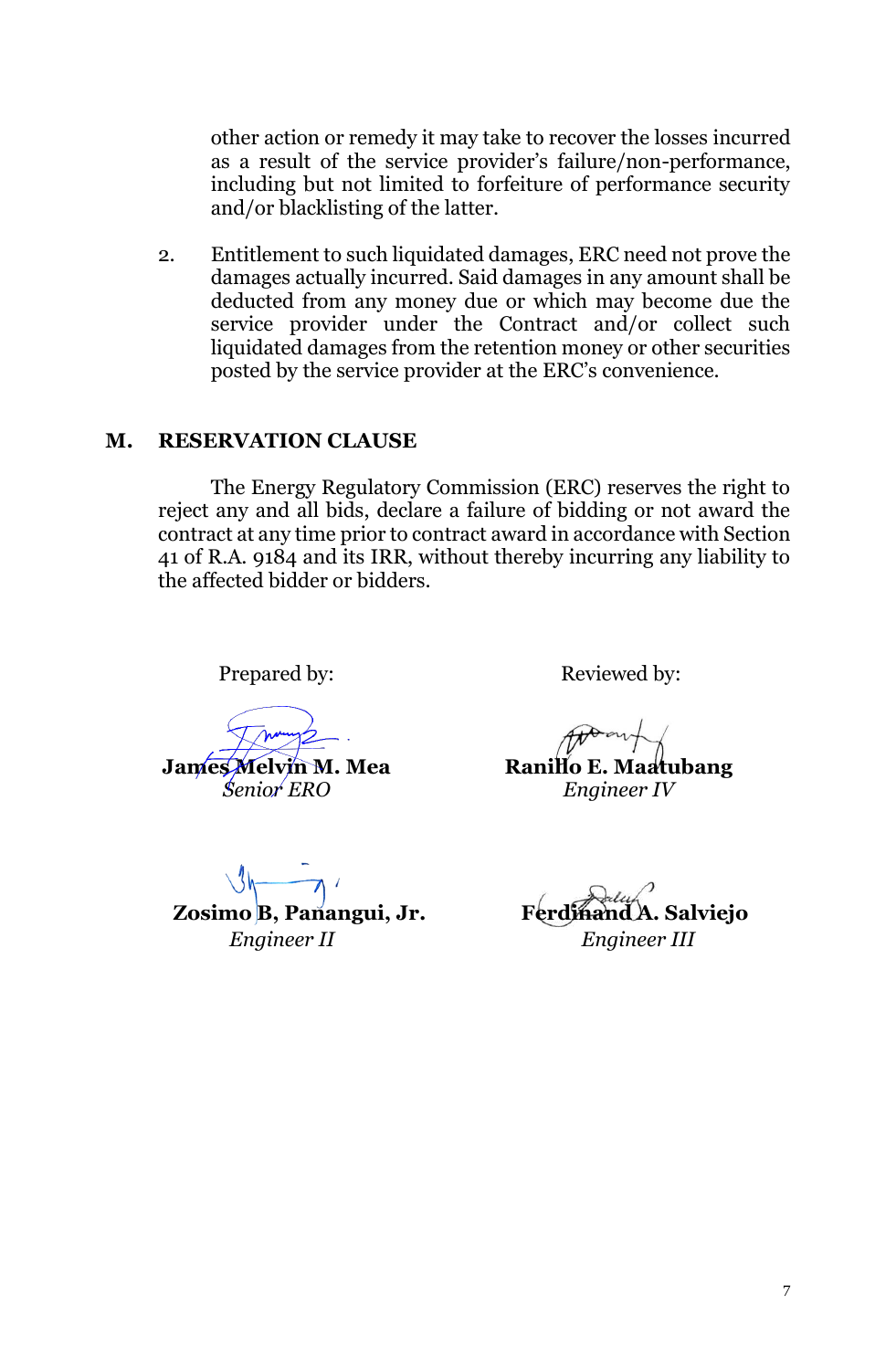other action or remedy it may take to recover the losses incurred as a result of the service provider's failure/non-performance, including but not limited to forfeiture of performance security and/or blacklisting of the latter.

2. Entitlement to such liquidated damages, ERC need not prove the damages actually incurred. Said damages in any amount shall be deducted from any money due or which may become due the service provider under the Contract and/or collect such liquidated damages from the retention money or other securities posted by the service provider at the ERC's convenience.

## M. RESERVATION CLAUSE

The Energy Regulatory Commission (ERC) reserves the right to reject any and all bids, declare a failure of bidding or not award the contract at any time prior to contract award in accordance with Section 41 of R.A. 9184 and its IRR, without thereby incurring any liability to the affected bidder or bidders.

Prepared by:

**James Melvin M. Mea**
*Senior ERO*

**Zosimo B, Panangui, Jr.**
*Engineer II*

Reviewed by:

**Ranillo E. Maatubang**
*Engineer IV*

**Ferdinand A. Salviejo**
*Engineer III*